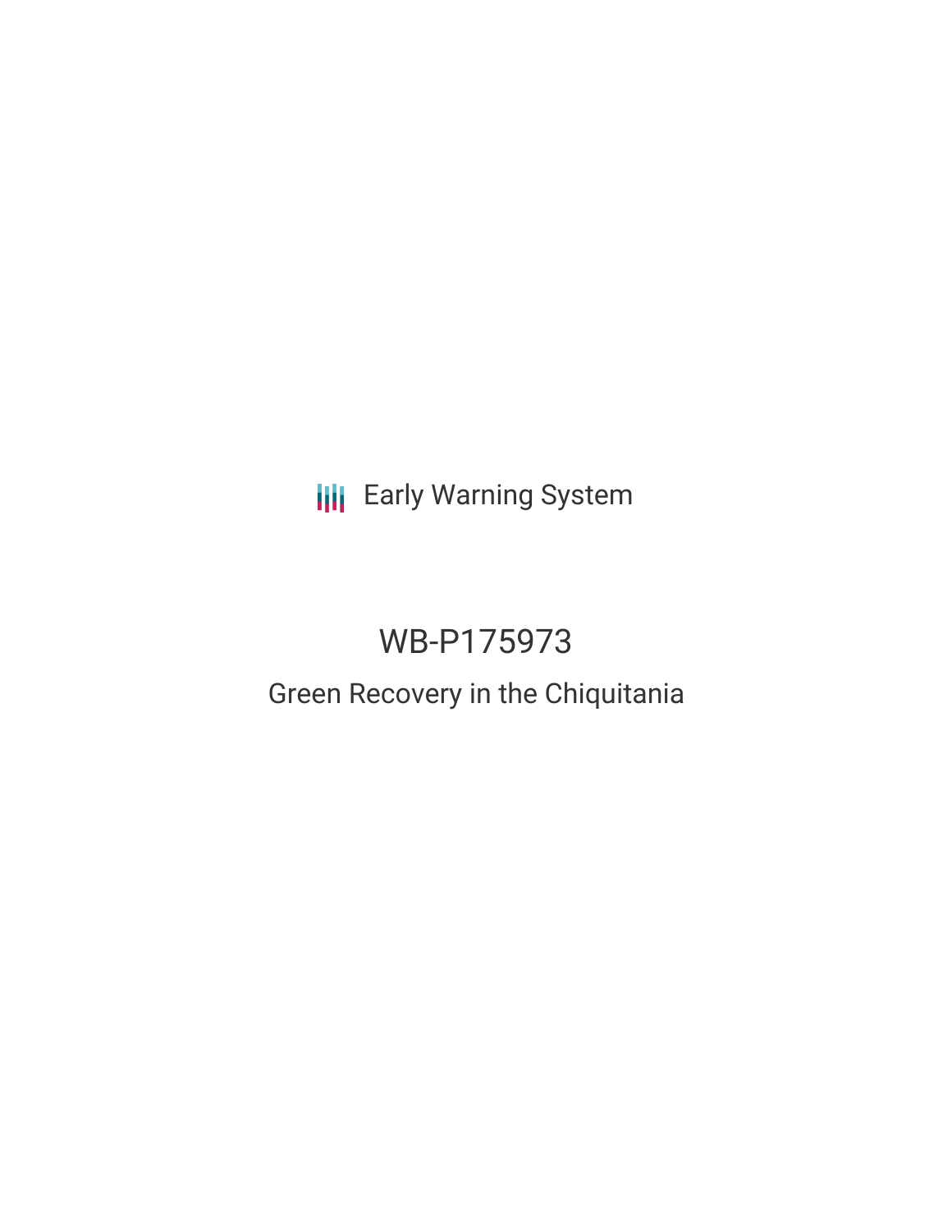Early Warning System

# WB-P175973

## Green Recovery in the Chiquitania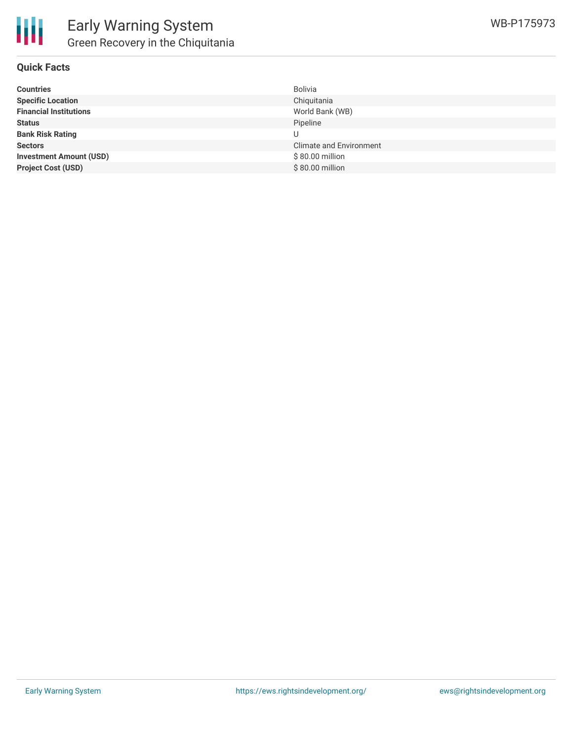## Quick Facts

| | |
|---|---|
| **Countries** | Bolivia |
| **Specific Location** | Chiquitania |
| **Financial Institutions** | World Bank (WB) |
| **Status** | Pipeline |
| **Bank Risk Rating** | U |
| **Sectors** | Climate and Environment |
| **Investment Amount (USD)** | $ 80.00 million |
| **Project Cost (USD)** | $ 80.00 million |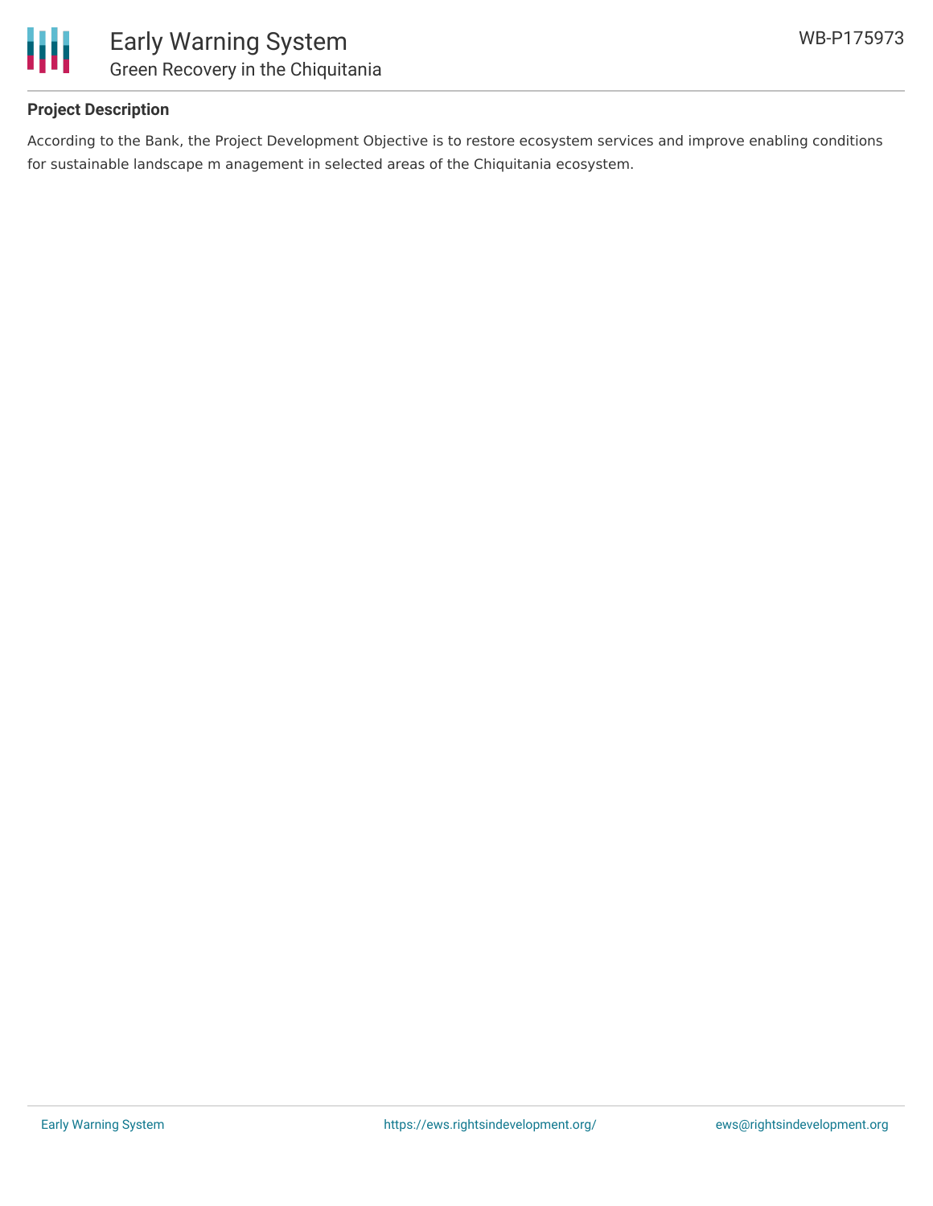### Project Description

According to the Bank, the Project Development Objective is to restore ecosystem services and improve enabling conditions for sustainable landscape m anagement in selected areas of the Chiquitania ecosystem.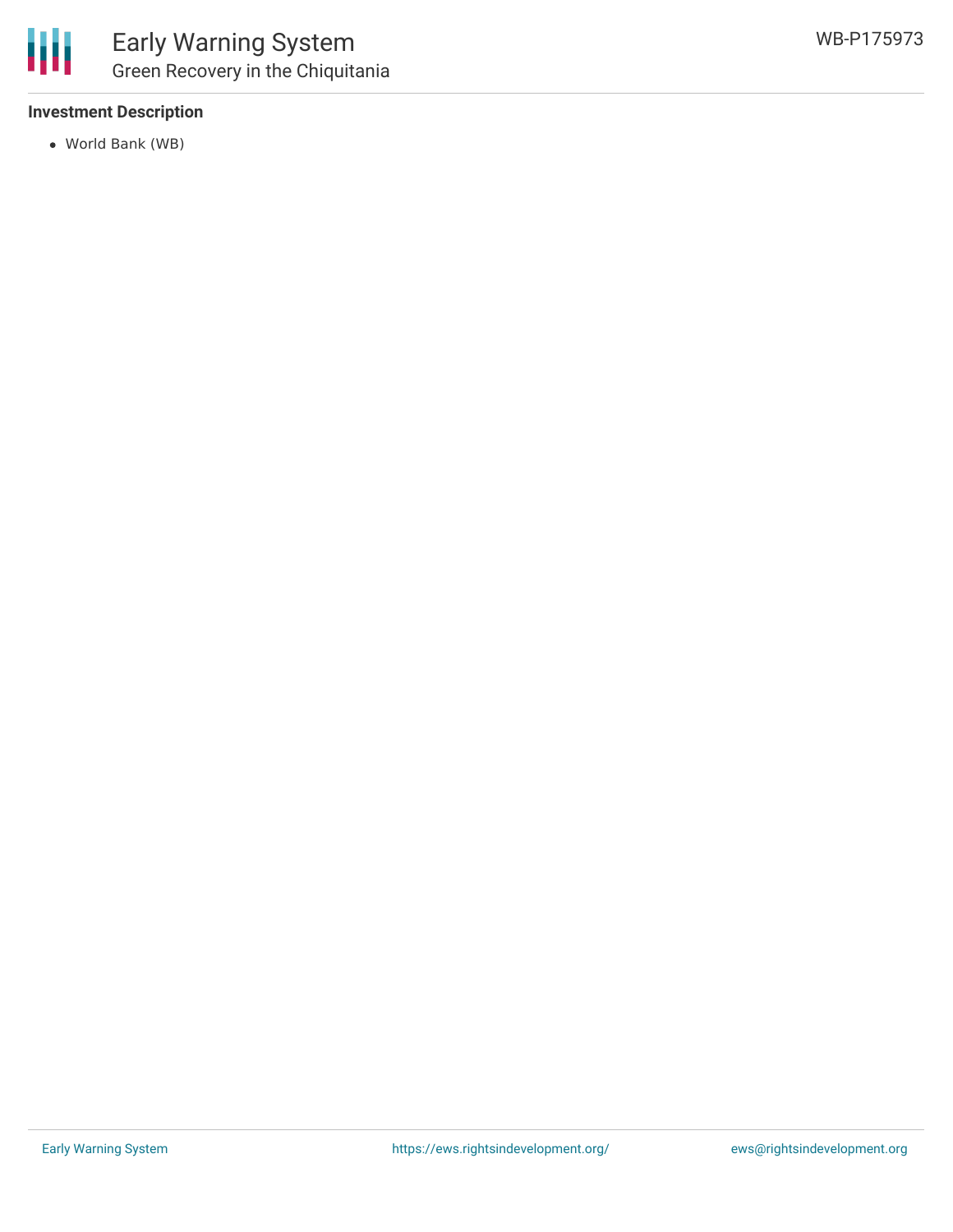### Investment Description

- World Bank (WB)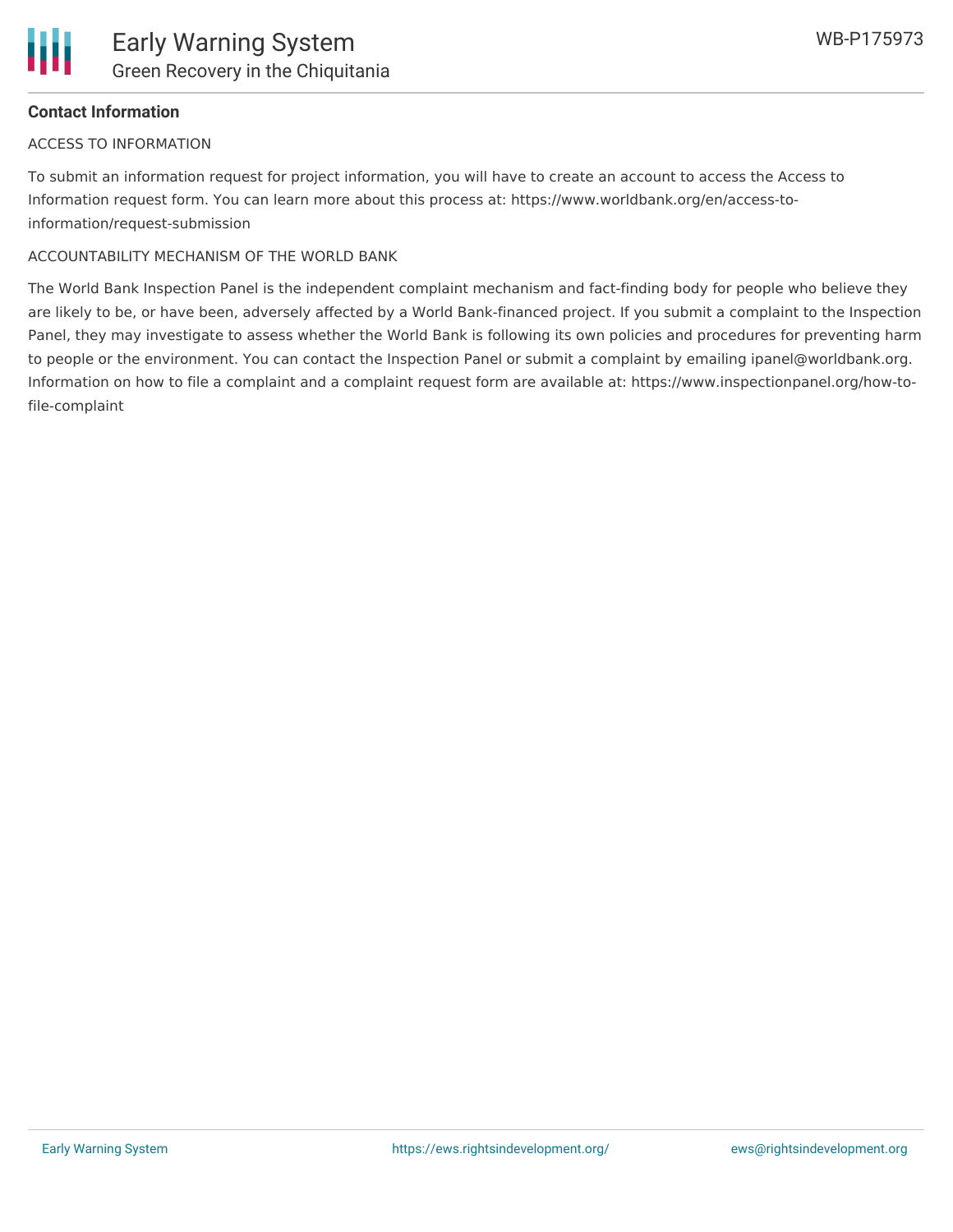**Contact Information**

ACCESS TO INFORMATION

To submit an information request for project information, you will have to create an account to access the Access to Information request form. You can learn more about this process at: https://www.worldbank.org/en/access-to-information/request-submission

ACCOUNTABILITY MECHANISM OF THE WORLD BANK

The World Bank Inspection Panel is the independent complaint mechanism and fact-finding body for people who believe they are likely to be, or have been, adversely affected by a World Bank-financed project. If you submit a complaint to the Inspection Panel, they may investigate to assess whether the World Bank is following its own policies and procedures for preventing harm to people or the environment. You can contact the Inspection Panel or submit a complaint by emailing ipanel@worldbank.org. Information on how to file a complaint and a complaint request form are available at: https://www.inspectionpanel.org/how-to-file-complaint